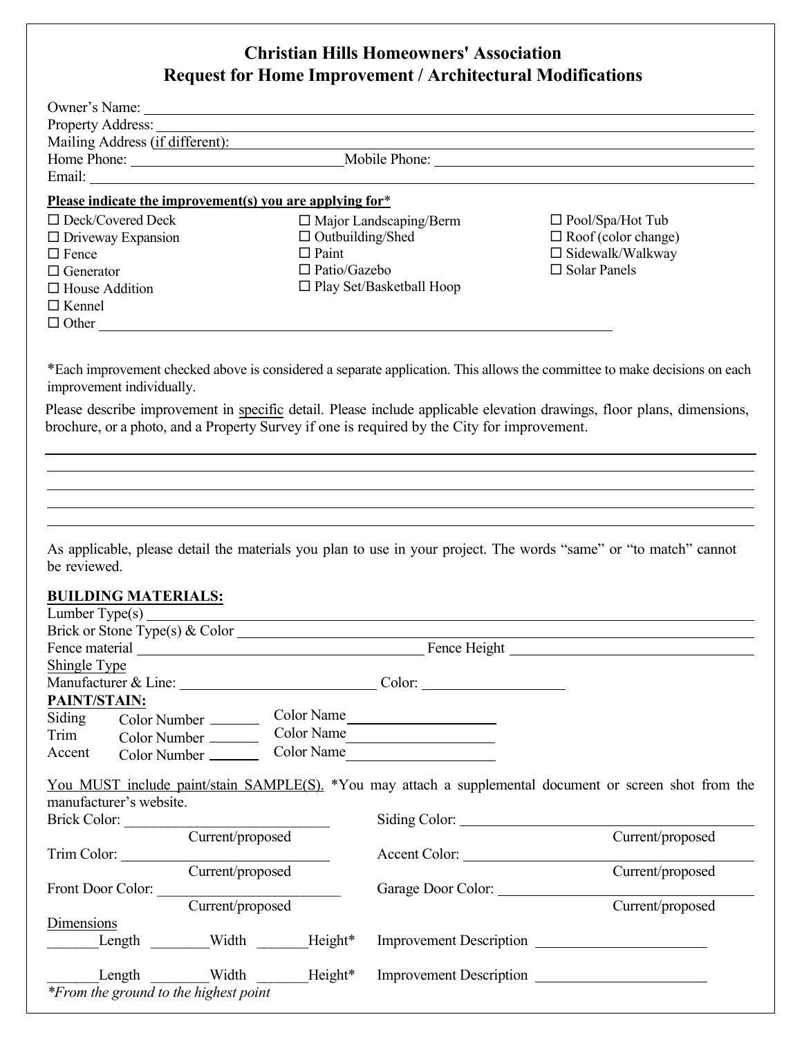# Christian Hills Homeowners' Association
## Request for Home Improvement / Architectural Modifications

Owner's Name: ______________________________________________

Property Address: ______________________________________________

Mailing Address (if different): ______________________________________________

Home Phone: ____________________ Mobile Phone: ____________________

Email: ______________________________________________

**Please indicate the improvement(s) you are applying for***

☐ Deck/Covered Deck
☐ Driveway Expansion
☐ Fence
☐ Generator
☐ House Addition
☐ Kennel
☐ Other ______________________________________________

☐ Major Landscaping/Berm
☐ Outbuilding/Shed
☐ Paint
☐ Patio/Gazebo
☐ Play Set/Basketball Hoop

☐ Pool/Spa/Hot Tub
☐ Roof (color change)
☐ Sidewalk/Walkway
☐ Solar Panels

*Each improvement checked above is considered a separate application. This allows the committee to make decisions on each improvement individually.

Please describe improvement in specific detail. Please include applicable elevation drawings, floor plans, dimensions, brochure, or a photo, and a Property Survey if one is required by the City for improvement.

______________________________________________

______________________________________________

______________________________________________

______________________________________________

______________________________________________

As applicable, please detail the materials you plan to use in your project. The words "same" or "to match" cannot be reviewed.

**BUILDING MATERIALS:**

Lumber Type(s) ______________________________________________

Brick or Stone Type(s) & Color ______________________________________________

Fence material ____________________ Fence Height ____________________

Shingle Type

Manufacturer & Line: ____________________ Color: ____________________

**PAINT/STAIN:**

Siding Color Number ________ Color Name ____________________

Trim Color Number ________ Color Name ____________________

Accent Color Number ________ Color Name ____________________

You MUST include paint/stain SAMPLE(S). *You may attach a supplemental document or screen shot from the manufacturer's website.

Brick Color: ____________________ (Current/proposed)

Siding Color: ____________________ (Current/proposed)

Trim Color: ____________________ (Current/proposed)

Accent Color: ____________________ (Current/proposed)

Front Door Color: ____________________ (Current/proposed)

Garage Door Color: ____________________ (Current/proposed)

Dimensions

_______Length _______Width _______Height* Improvement Description ____________________

_______Length _______Width _______Height* Improvement Description ____________________

*From the ground to the highest point*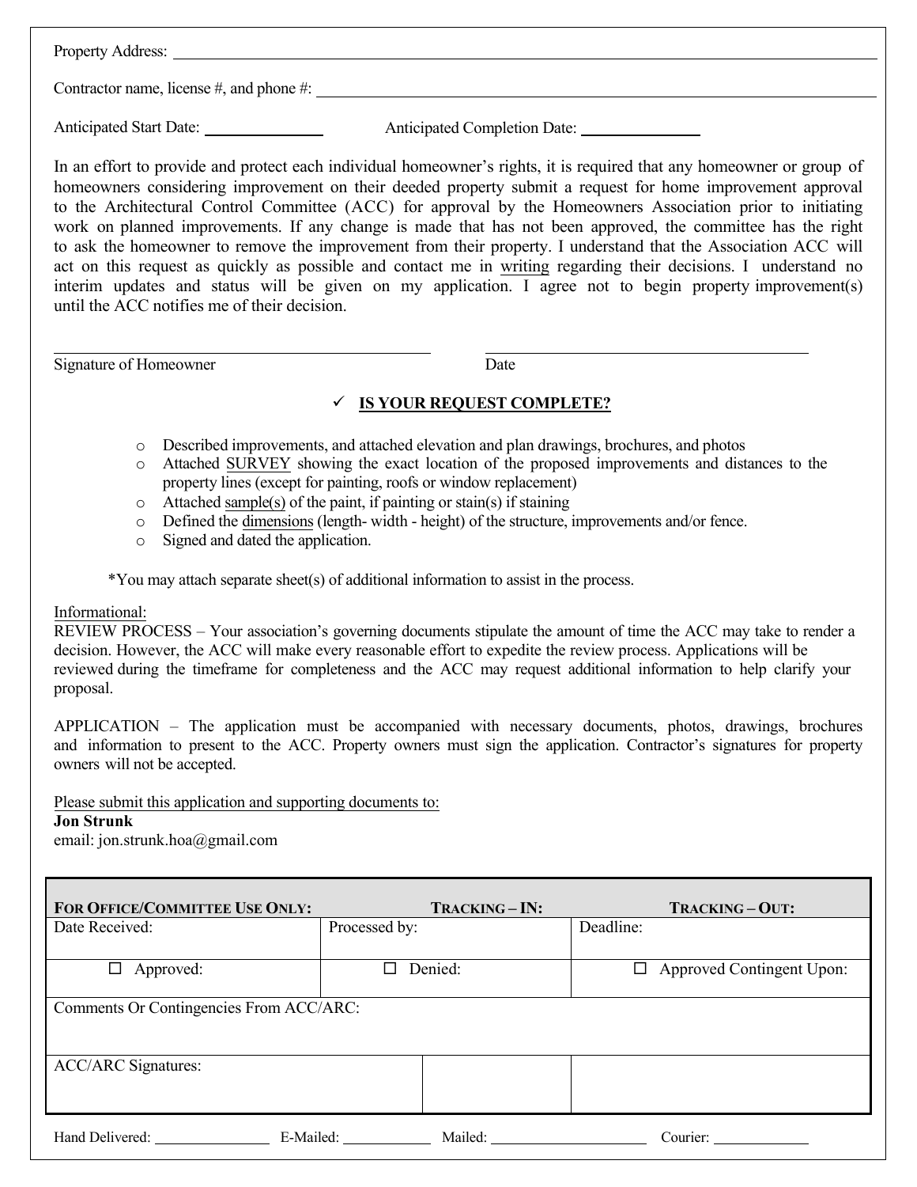Property Address: ______________________________________________

Contractor name, license #, and phone #: ______________________________________________

Anticipated Start Date: ______________ Anticipated Completion Date: ______________

In an effort to provide and protect each individual homeowner's rights, it is required that any homeowner or group of homeowners considering improvement on their deeded property submit a request for home improvement approval to the Architectural Control Committee (ACC) for approval by the Homeowners Association prior to initiating work on planned improvements. If any change is made that has not been approved, the committee has the right to ask the homeowner to remove the improvement from their property. I understand that the Association ACC will act on this request as quickly as possible and contact me in writing regarding their decisions. I understand no interim updates and status will be given on my application. I agree not to begin property improvement(s) until the ACC notifies me of their decision.

______________________________ ______________________________
Signature of Homeowner Date

### ✓ IS YOUR REQUEST COMPLETE?

- Described improvements, and attached elevation and plan drawings, brochures, and photos
- Attached SURVEY showing the exact location of the proposed improvements and distances to the property lines (except for painting, roofs or window replacement)
- Attached sample(s) of the paint, if painting or stain(s) if staining
- Defined the dimensions (length- width - height) of the structure, improvements and/or fence.
- Signed and dated the application.

*You may attach separate sheet(s) of additional information to assist in the process.

Informational:
REVIEW PROCESS – Your association's governing documents stipulate the amount of time the ACC may take to render a decision. However, the ACC will make every reasonable effort to expedite the review process. Applications will be reviewed during the timeframe for completeness and the ACC may request additional information to help clarify your proposal.

APPLICATION – The application must be accompanied with necessary documents, photos, drawings, brochures and information to present to the ACC. Property owners must sign the application. Contractor's signatures for property owners will not be accepted.

Please submit this application and supporting documents to:
**Jon Strunk**
email: jon.strunk.hoa@gmail.com

| **FOR OFFICE/COMMITTEE USE ONLY:** | **TRACKING – IN:** | **TRACKING – OUT:** |
| --- | --- | --- |
| Date Received: | Processed by: | Deadline: |
| ☐ Approved: | ☐ Denied: | ☐ Approved Contingent Upon: |
| Comments Or Contingencies From ACC/ARC: | | |
| ACC/ARC Signatures: | | |

Hand Delivered: ____________ E-Mailed: ____________ Mailed: ____________ Courier: ____________